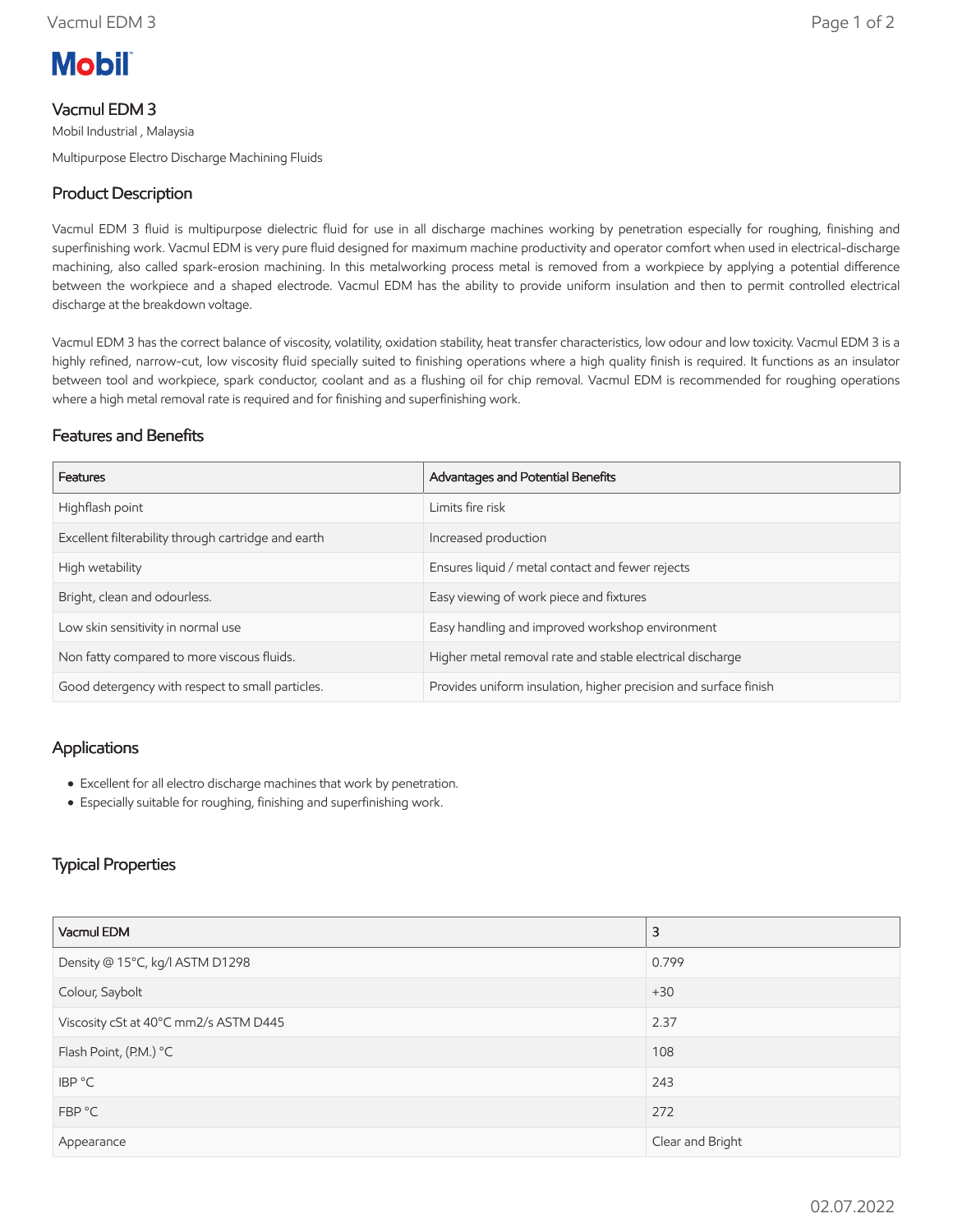Mobil

# Vacmul EDM 3

Mobil Industrial , Malaysia

Multipurpose Electro Discharge Machining Fluids

## Product Description

Vacmul EDM 3 fluid is multipurpose dielectric fluid for use in all discharge machines working by penetration especially for roughing, finishing and superfinishing work. Vacmul EDM is very pure fluid designed for maximum machine productivity and operator comfort when used in electrical-discharge machining, also called spark-erosion machining. In this metalworking process metal is removed from a workpiece by applying a potential difference between the workpiece and a shaped electrode. Vacmul EDM has the ability to provide uniform insulation and then to permit controlled electrical discharge at the breakdown voltage.

Vacmul EDM 3 has the correct balance of viscosity, volatility, oxidation stability, heat transfer characteristics, low odour and low toxicity. Vacmul EDM 3 is a highly refined, narrow-cut, low viscosity fluid specially suited to finishing operations where a high quality finish is required. It functions as an insulator between tool and workpiece, spark conductor, coolant and as a flushing oil for chip removal. Vacmul EDM is recommended for roughing operations where a high metal removal rate is required and for finishing and superfinishing work.

## Features and Benefits

| Features | Advantages and Potential Benefits |
|---|---|
| Highflash point | Limits fire risk |
| Excellent filterability through cartridge and earth | Increased production |
| High wetability | Ensures liquid / metal contact and fewer rejects |
| Bright, clean and odourless. | Easy viewing of work piece and fixtures |
| Low skin sensitivity in normal use | Easy handling and improved workshop environment |
| Non fatty compared to more viscous fluids. | Higher metal removal rate and stable electrical discharge |
| Good detergency with respect to small particles. | Provides uniform insulation, higher precision and surface finish |

## Applications

- Excellent for all electro discharge machines that work by penetration.
- Especially suitable for roughing, finishing and superfinishing work.

## Typical Properties

| Vacmul EDM | 3 |
|---|---|
| Density @ 15°C, kg/l ASTM D1298 | 0.799 |
| Colour, Saybolt | +30 |
| Viscosity cSt at 40°C mm2/s ASTM D445 | 2.37 |
| Flash Point, (P.M.) °C | 108 |
| IBP °C | 243 |
| FBP °C | 272 |
| Appearance | Clear and Bright |

02.07.2022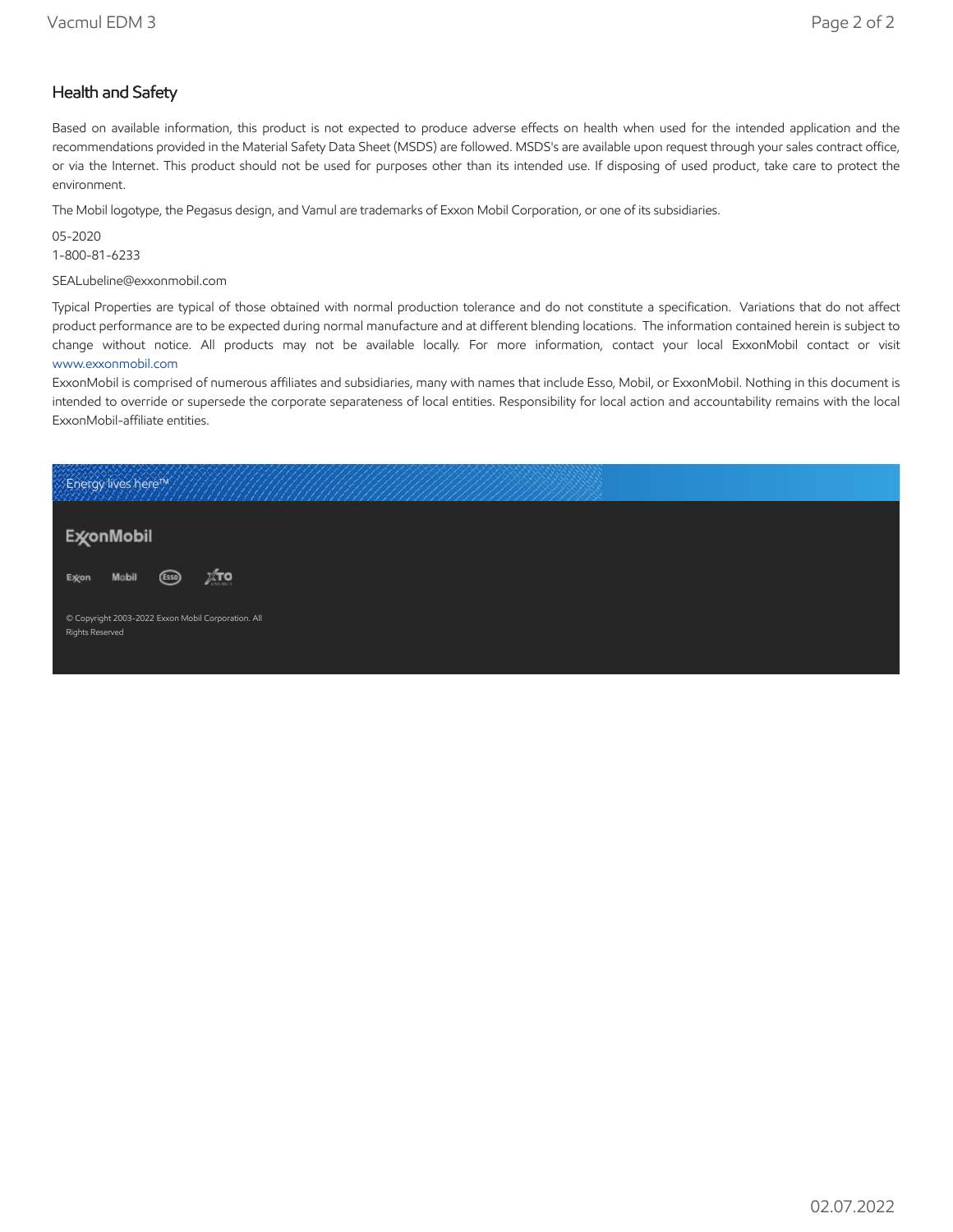## Health and Safety

Based on available information, this product is not expected to produce adverse effects on health when used for the intended application and the recommendations provided in the Material Safety Data Sheet (MSDS) are followed. MSDS's are available upon request through your sales contract office, or via the Internet. This product should not be used for purposes other than its intended use. If disposing of used product, take care to protect the environment.

The Mobil logotype, the Pegasus design, and Vamul are trademarks of Exxon Mobil Corporation, or one of its subsidiaries.

05-2020
1-800-81-6233

SEALubeline@exxonmobil.com

Typical Properties are typical of those obtained with normal production tolerance and do not constitute a specification. Variations that do not affect product performance are to be expected during normal manufacture and at different blending locations. The information contained herein is subject to change without notice. All products may not be available locally. For more information, contact your local ExxonMobil contact or visit www.exxonmobil.com

ExxonMobil is comprised of numerous affiliates and subsidiaries, many with names that include Esso, Mobil, or ExxonMobil. Nothing in this document is intended to override or supersede the corporate separateness of local entities. Responsibility for local action and accountability remains with the local ExxonMobil-affiliate entities.

Energy lives here™

ExxonMobil

Exxon Mobil Esso XTO

© Copyright 2003-2022 Exxon Mobil Corporation. All Rights Reserved